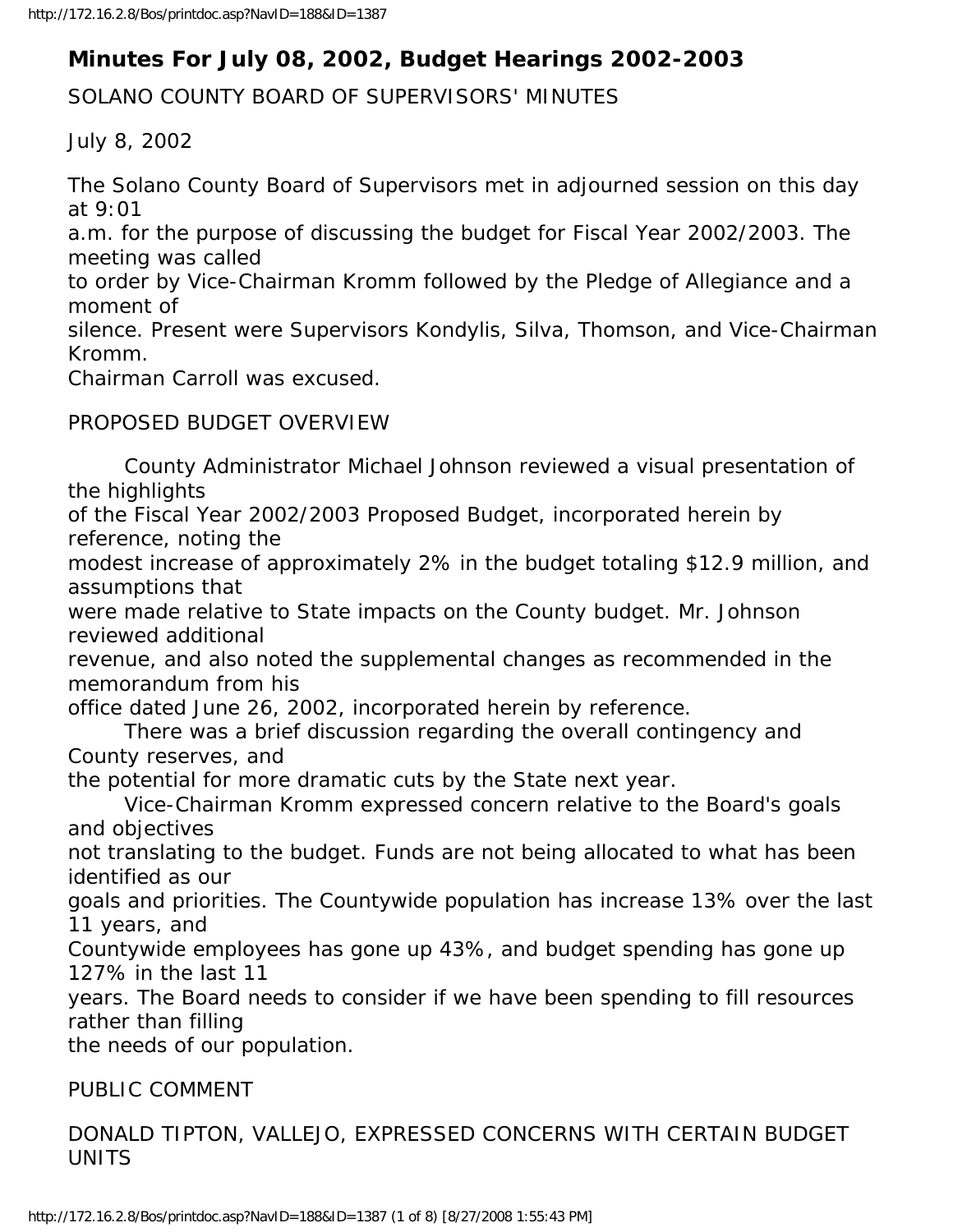# Minutes For July 08, 2002, Budget Hearings 2002-2003

SOLANO COUNTY BOARD OF SUPERVISORS' MINUTES

July 8, 2002

The Solano County Board of Supervisors met in adjourned session on this day at 9:01 a.m. for the purpose of discussing the budget for Fiscal Year 2002/2003. The meeting was called to order by Vice-Chairman Kromm followed by the Pledge of Allegiance and a moment of silence. Present were Supervisors Kondylis, Silva, Thomson, and Vice-Chairman Kromm. Chairman Carroll was excused.

PROPOSED BUDGET OVERVIEW

County Administrator Michael Johnson reviewed a visual presentation of the highlights of the Fiscal Year 2002/2003 Proposed Budget, incorporated herein by reference, noting the modest increase of approximately 2% in the budget totaling $12.9 million, and assumptions that were made relative to State impacts on the County budget. Mr. Johnson reviewed additional revenue, and also noted the supplemental changes as recommended in the memorandum from his office dated June 26, 2002, incorporated herein by reference.

There was a brief discussion regarding the overall contingency and County reserves, and the potential for more dramatic cuts by the State next year.

Vice-Chairman Kromm expressed concern relative to the Board's goals and objectives not translating to the budget. Funds are not being allocated to what has been identified as our goals and priorities. The Countywide population has increase 13% over the last 11 years, and Countywide employees has gone up 43%, and budget spending has gone up 127% in the last 11 years. The Board needs to consider if we have been spending to fill resources rather than filling the needs of our population.

PUBLIC COMMENT

DONALD TIPTON, VALLEJO, EXPRESSED CONCERNS WITH CERTAIN BUDGET UNITS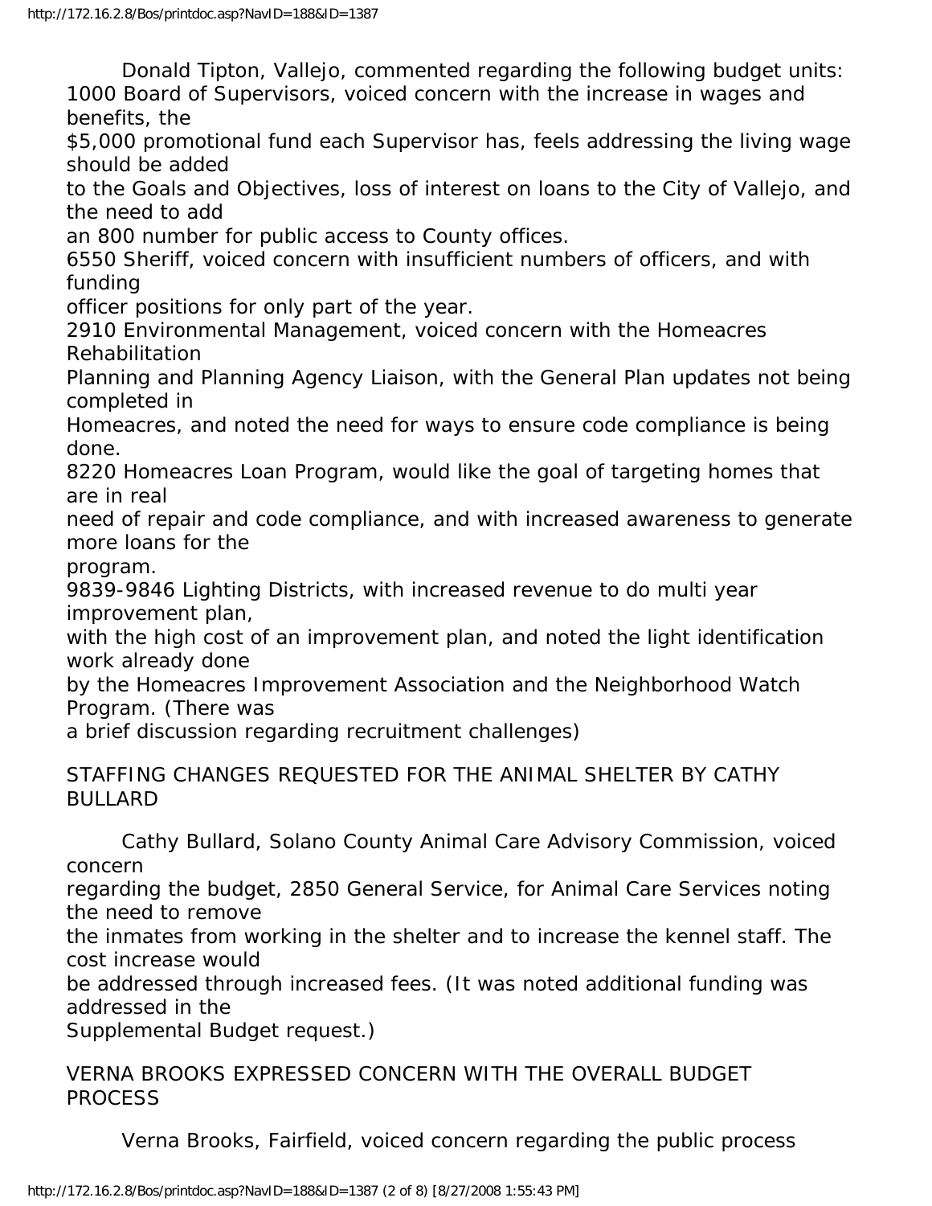Donald Tipton, Vallejo, commented regarding the following budget units:
1000 Board of Supervisors, voiced concern with the increase in wages and benefits, the $5,000 promotional fund each Supervisor has, feels addressing the living wage should be added to the Goals and Objectives, loss of interest on loans to the City of Vallejo, and the need to add an 800 number for public access to County offices.
6550 Sheriff, voiced concern with insufficient numbers of officers, and with funding officer positions for only part of the year.
2910 Environmental Management, voiced concern with the Homeacres Rehabilitation Planning and Planning Agency Liaison, with the General Plan updates not being completed in Homeacres, and noted the need for ways to ensure code compliance is being done.
8220 Homeacres Loan Program, would like the goal of targeting homes that are in real need of repair and code compliance, and with increased awareness to generate more loans for the program.
9839-9846 Lighting Districts, with increased revenue to do multi year improvement plan, with the high cost of an improvement plan, and noted the light identification work already done by the Homeacres Improvement Association and the Neighborhood Watch Program. (There was a brief discussion regarding recruitment challenges)

STAFFING CHANGES REQUESTED FOR THE ANIMAL SHELTER BY CATHY BULLARD

Cathy Bullard, Solano County Animal Care Advisory Commission, voiced concern regarding the budget, 2850 General Service, for Animal Care Services noting the need to remove the inmates from working in the shelter and to increase the kennel staff. The cost increase would be addressed through increased fees. (It was noted additional funding was addressed in the Supplemental Budget request.)

VERNA BROOKS EXPRESSED CONCERN WITH THE OVERALL BUDGET PROCESS

Verna Brooks, Fairfield, voiced concern regarding the public process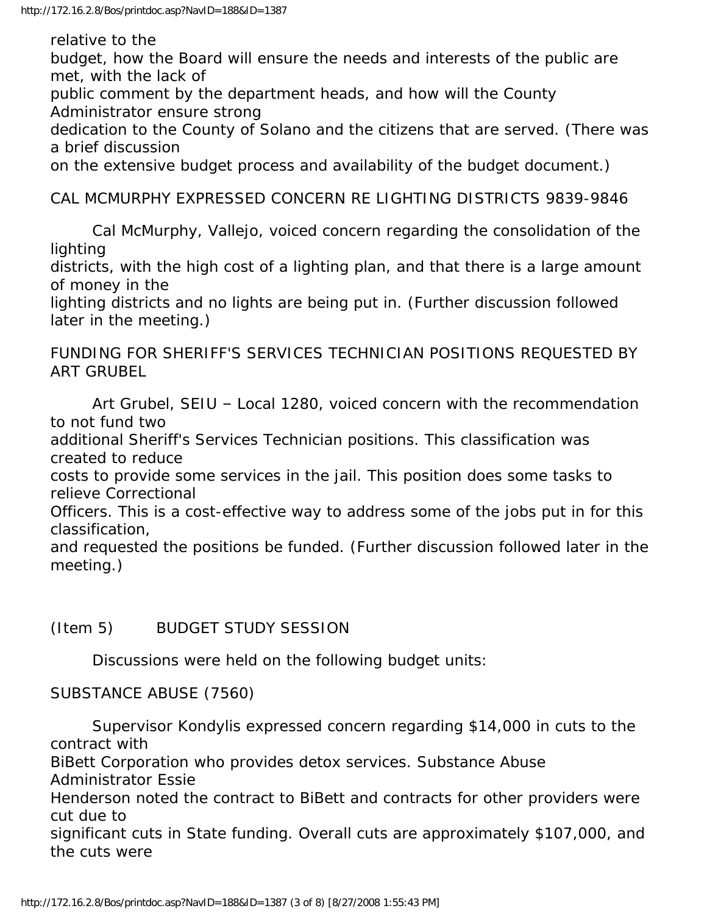relative to the budget, how the Board will ensure the needs and interests of the public are met, with the lack of public comment by the department heads, and how will the County Administrator ensure strong dedication to the County of Solano and the citizens that are served. (There was a brief discussion on the extensive budget process and availability of the budget document.)

CAL MCMURPHY EXPRESSED CONCERN RE LIGHTING DISTRICTS 9839-9846

Cal McMurphy, Vallejo, voiced concern regarding the consolidation of the lighting districts, with the high cost of a lighting plan, and that there is a large amount of money in the lighting districts and no lights are being put in. (Further discussion followed later in the meeting.)

FUNDING FOR SHERIFF'S SERVICES TECHNICIAN POSITIONS REQUESTED BY ART GRUBEL

Art Grubel, SEIU – Local 1280, voiced concern with the recommendation to not fund two additional Sheriff's Services Technician positions. This classification was created to reduce costs to provide some services in the jail. This position does some tasks to relieve Correctional Officers. This is a cost-effective way to address some of the jobs put in for this classification, and requested the positions be funded. (Further discussion followed later in the meeting.)

(Item 5) BUDGET STUDY SESSION

Discussions were held on the following budget units:

SUBSTANCE ABUSE (7560)

Supervisor Kondylis expressed concern regarding $14,000 in cuts to the contract with BiBett Corporation who provides detox services. Substance Abuse Administrator Essie Henderson noted the contract to BiBett and contracts for other providers were cut due to significant cuts in State funding. Overall cuts are approximately $107,000, and the cuts were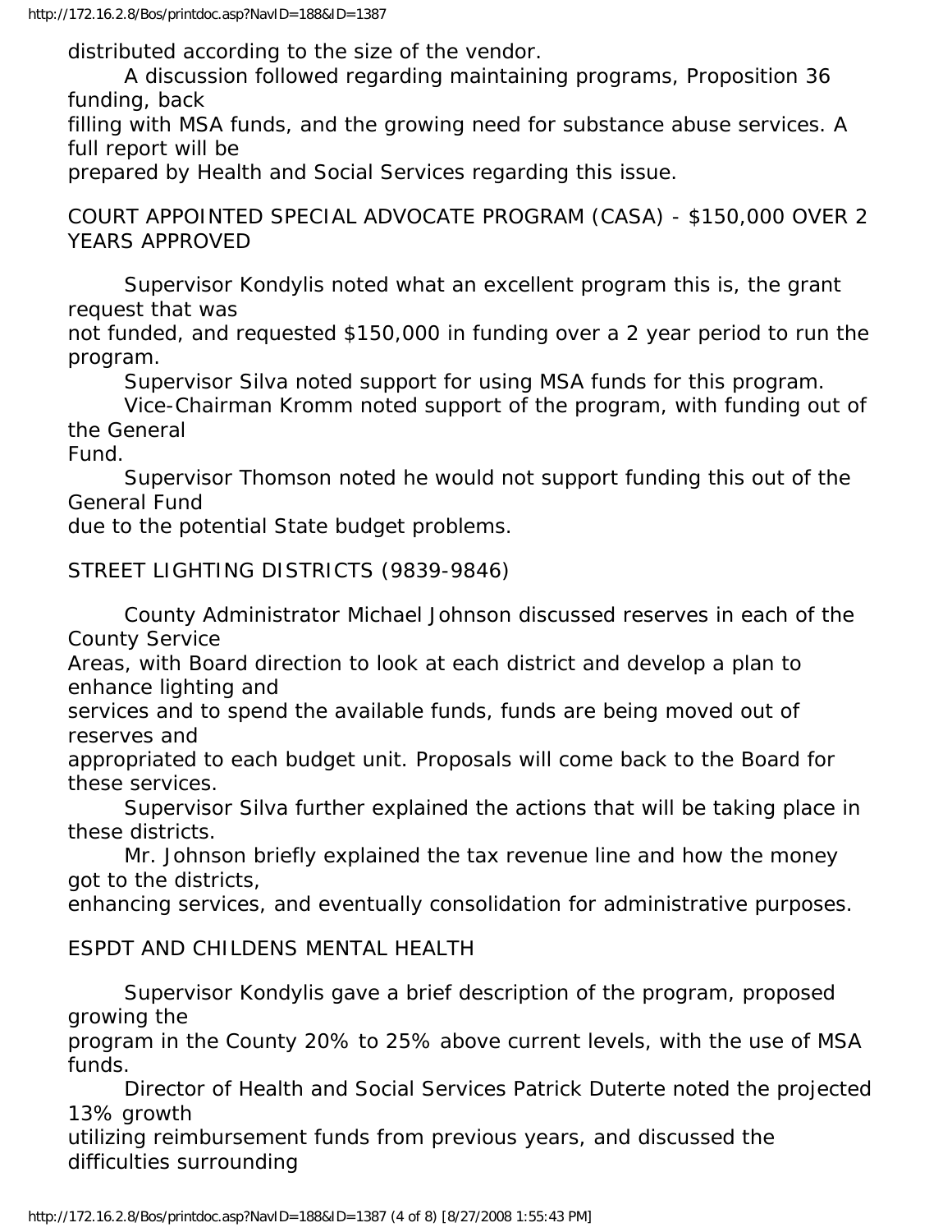distributed according to the size of the vendor.

A discussion followed regarding maintaining programs, Proposition 36 funding, back filling with MSA funds, and the growing need for substance abuse services. A full report will be prepared by Health and Social Services regarding this issue.

COURT APPOINTED SPECIAL ADVOCATE PROGRAM (CASA) - $150,000 OVER 2 YEARS APPROVED

Supervisor Kondylis noted what an excellent program this is, the grant request that was not funded, and requested $150,000 in funding over a 2 year period to run the program.

Supervisor Silva noted support for using MSA funds for this program.

Vice-Chairman Kromm noted support of the program, with funding out of the General Fund.

Supervisor Thomson noted he would not support funding this out of the General Fund due to the potential State budget problems.

STREET LIGHTING DISTRICTS (9839-9846)

County Administrator Michael Johnson discussed reserves in each of the County Service Areas, with Board direction to look at each district and develop a plan to enhance lighting and services and to spend the available funds, funds are being moved out of reserves and appropriated to each budget unit. Proposals will come back to the Board for these services.

Supervisor Silva further explained the actions that will be taking place in these districts.

Mr. Johnson briefly explained the tax revenue line and how the money got to the districts, enhancing services, and eventually consolidation for administrative purposes.

ESPDT AND CHILDENS MENTAL HEALTH

Supervisor Kondylis gave a brief description of the program, proposed growing the program in the County 20% to 25% above current levels, with the use of MSA funds.

Director of Health and Social Services Patrick Duterte noted the projected 13% growth utilizing reimbursement funds from previous years, and discussed the difficulties surrounding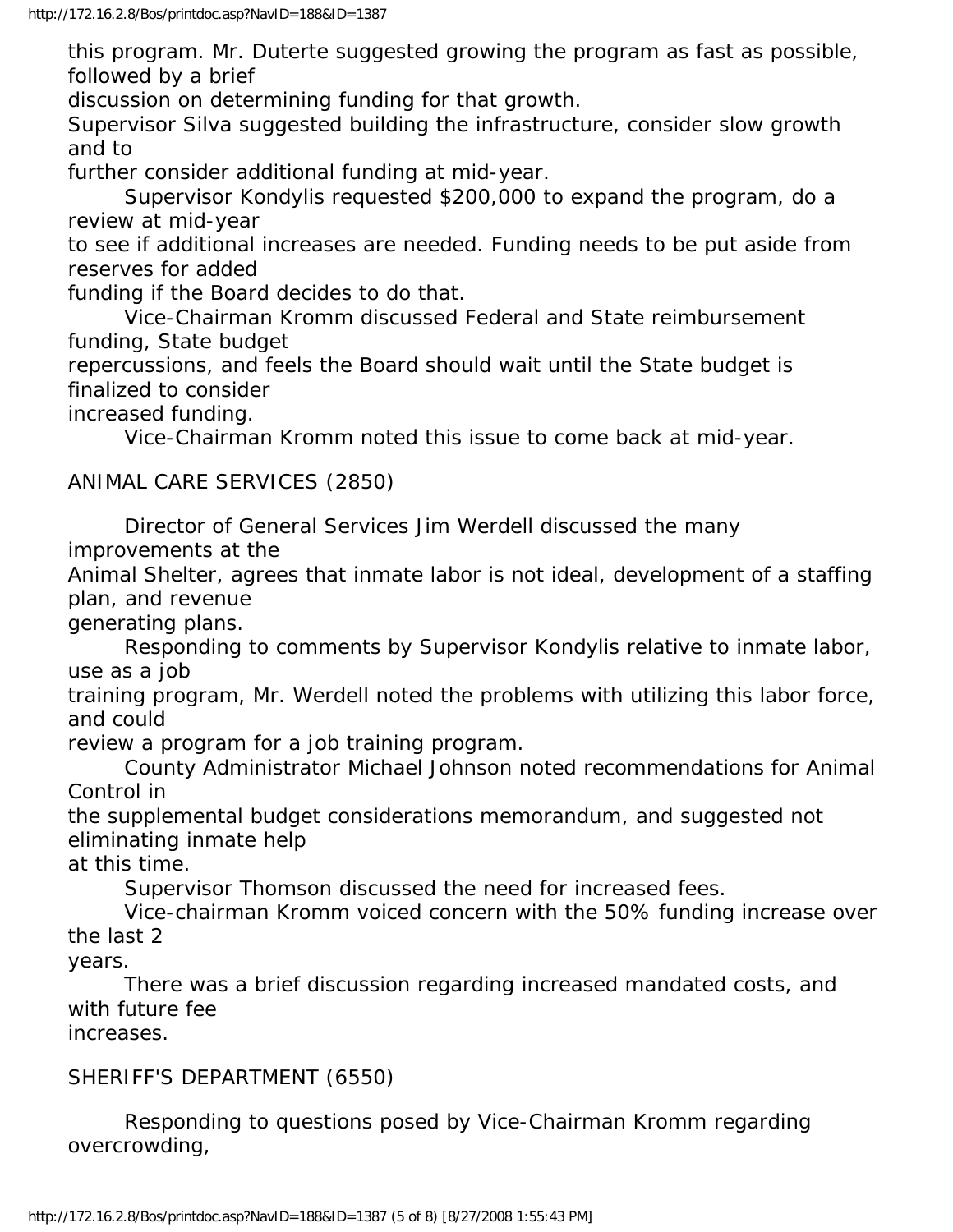this program. Mr. Duterte suggested growing the program as fast as possible, followed by a brief discussion on determining funding for that growth.

Supervisor Silva suggested building the infrastructure, consider slow growth and to further consider additional funding at mid-year.

Supervisor Kondylis requested $200,000 to expand the program, do a review at mid-year to see if additional increases are needed. Funding needs to be put aside from reserves for added funding if the Board decides to do that.

Vice-Chairman Kromm discussed Federal and State reimbursement funding, State budget repercussions, and feels the Board should wait until the State budget is finalized to consider increased funding.

Vice-Chairman Kromm noted this issue to come back at mid-year.

ANIMAL CARE SERVICES (2850)

Director of General Services Jim Werdell discussed the many improvements at the Animal Shelter, agrees that inmate labor is not ideal, development of a staffing plan, and revenue generating plans.

Responding to comments by Supervisor Kondylis relative to inmate labor, use as a job training program, Mr. Werdell noted the problems with utilizing this labor force, and could review a program for a job training program.

County Administrator Michael Johnson noted recommendations for Animal Control in the supplemental budget considerations memorandum, and suggested not eliminating inmate help at this time.

Supervisor Thomson discussed the need for increased fees.

Vice-chairman Kromm voiced concern with the 50% funding increase over the last 2 years.

There was a brief discussion regarding increased mandated costs, and with future fee increases.

SHERIFF'S DEPARTMENT (6550)

Responding to questions posed by Vice-Chairman Kromm regarding overcrowding,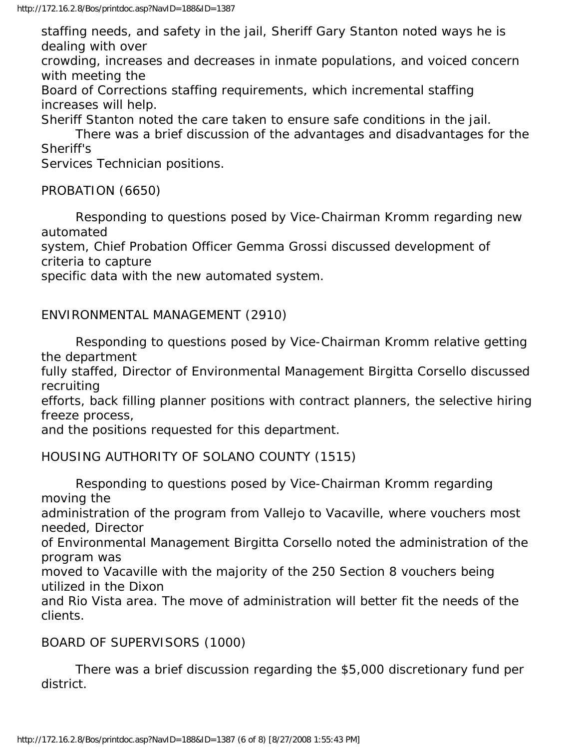staffing needs, and safety in the jail, Sheriff Gary Stanton noted ways he is dealing with over crowding, increases and decreases in inmate populations, and voiced concern with meeting the Board of Corrections staffing requirements, which incremental staffing increases will help. Sheriff Stanton noted the care taken to ensure safe conditions in the jail.

There was a brief discussion of the advantages and disadvantages for the Sheriff's Services Technician positions.

PROBATION (6650)

Responding to questions posed by Vice-Chairman Kromm regarding new automated system, Chief Probation Officer Gemma Grossi discussed development of criteria to capture specific data with the new automated system.

ENVIRONMENTAL MANAGEMENT (2910)

Responding to questions posed by Vice-Chairman Kromm relative getting the department fully staffed, Director of Environmental Management Birgitta Corsello discussed recruiting efforts, back filling planner positions with contract planners, the selective hiring freeze process, and the positions requested for this department.

HOUSING AUTHORITY OF SOLANO COUNTY (1515)

Responding to questions posed by Vice-Chairman Kromm regarding moving the administration of the program from Vallejo to Vacaville, where vouchers most needed, Director of Environmental Management Birgitta Corsello noted the administration of the program was moved to Vacaville with the majority of the 250 Section 8 vouchers being utilized in the Dixon and Rio Vista area. The move of administration will better fit the needs of the clients.

BOARD OF SUPERVISORS (1000)

There was a brief discussion regarding the $5,000 discretionary fund per district.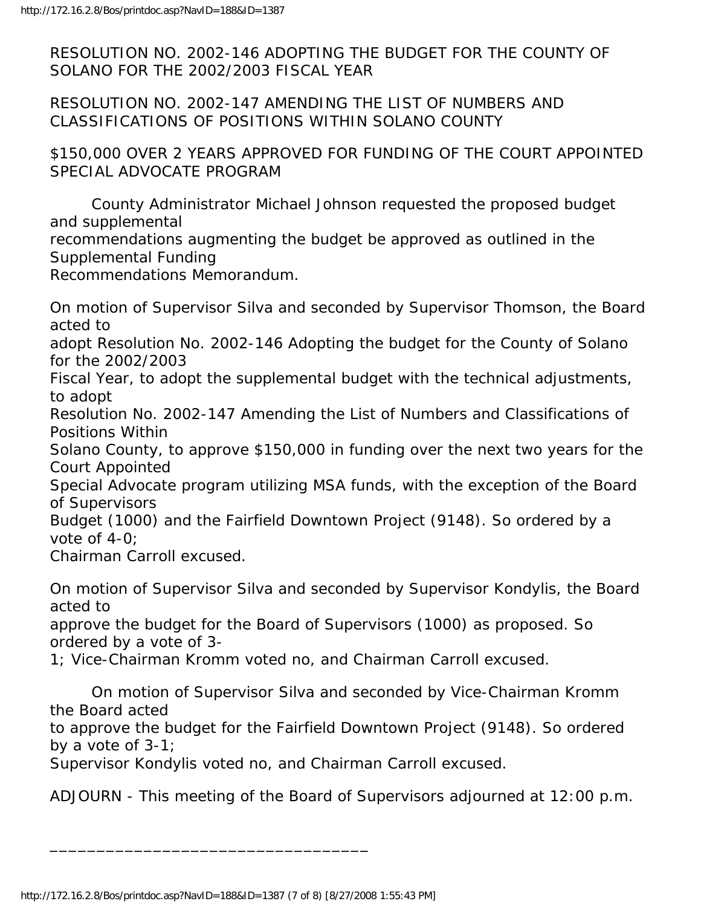RESOLUTION NO. 2002-146 ADOPTING THE BUDGET FOR THE COUNTY OF SOLANO FOR THE 2002/2003 FISCAL YEAR

RESOLUTION NO. 2002-147 AMENDING THE LIST OF NUMBERS AND CLASSIFICATIONS OF POSITIONS WITHIN SOLANO COUNTY

$150,000 OVER 2 YEARS APPROVED FOR FUNDING OF THE COURT APPOINTED SPECIAL ADVOCATE PROGRAM

County Administrator Michael Johnson requested the proposed budget and supplemental recommendations augmenting the budget be approved as outlined in the Supplemental Funding Recommendations Memorandum.

On motion of Supervisor Silva and seconded by Supervisor Thomson, the Board acted to adopt Resolution No. 2002-146 Adopting the budget for the County of Solano for the 2002/2003 Fiscal Year, to adopt the supplemental budget with the technical adjustments, to adopt Resolution No. 2002-147 Amending the List of Numbers and Classifications of Positions Within Solano County, to approve $150,000 in funding over the next two years for the Court Appointed Special Advocate program utilizing MSA funds, with the exception of the Board of Supervisors Budget (1000) and the Fairfield Downtown Project (9148). So ordered by a vote of 4-0; Chairman Carroll excused.

On motion of Supervisor Silva and seconded by Supervisor Kondylis, the Board acted to approve the budget for the Board of Supervisors (1000) as proposed. So ordered by a vote of 3-1; Vice-Chairman Kromm voted no, and Chairman Carroll excused.

On motion of Supervisor Silva and seconded by Vice-Chairman Kromm the Board acted to approve the budget for the Fairfield Downtown Project (9148). So ordered by a vote of 3-1; Supervisor Kondylis voted no, and Chairman Carroll excused.

ADJOURN - This meeting of the Board of Supervisors adjourned at 12:00 p.m.

\_\_\_\_\_\_\_\_\_\_\_\_\_\_\_\_\_\_\_\_\_\_\_\_\_\_\_\_\_\_\_\_\_\_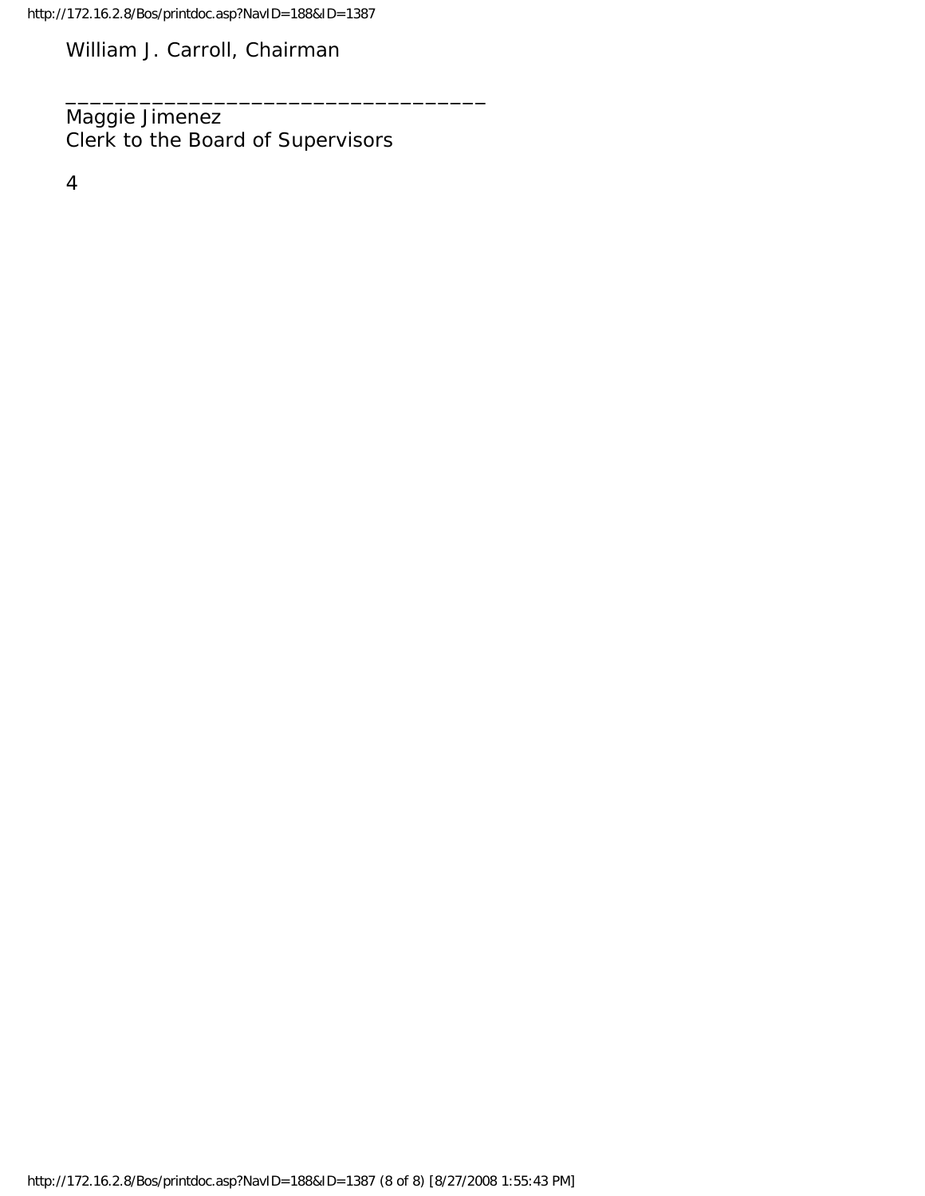William J. Carroll, Chairman

_________________________________
Maggie Jimenez
Clerk to the Board of Supervisors

4